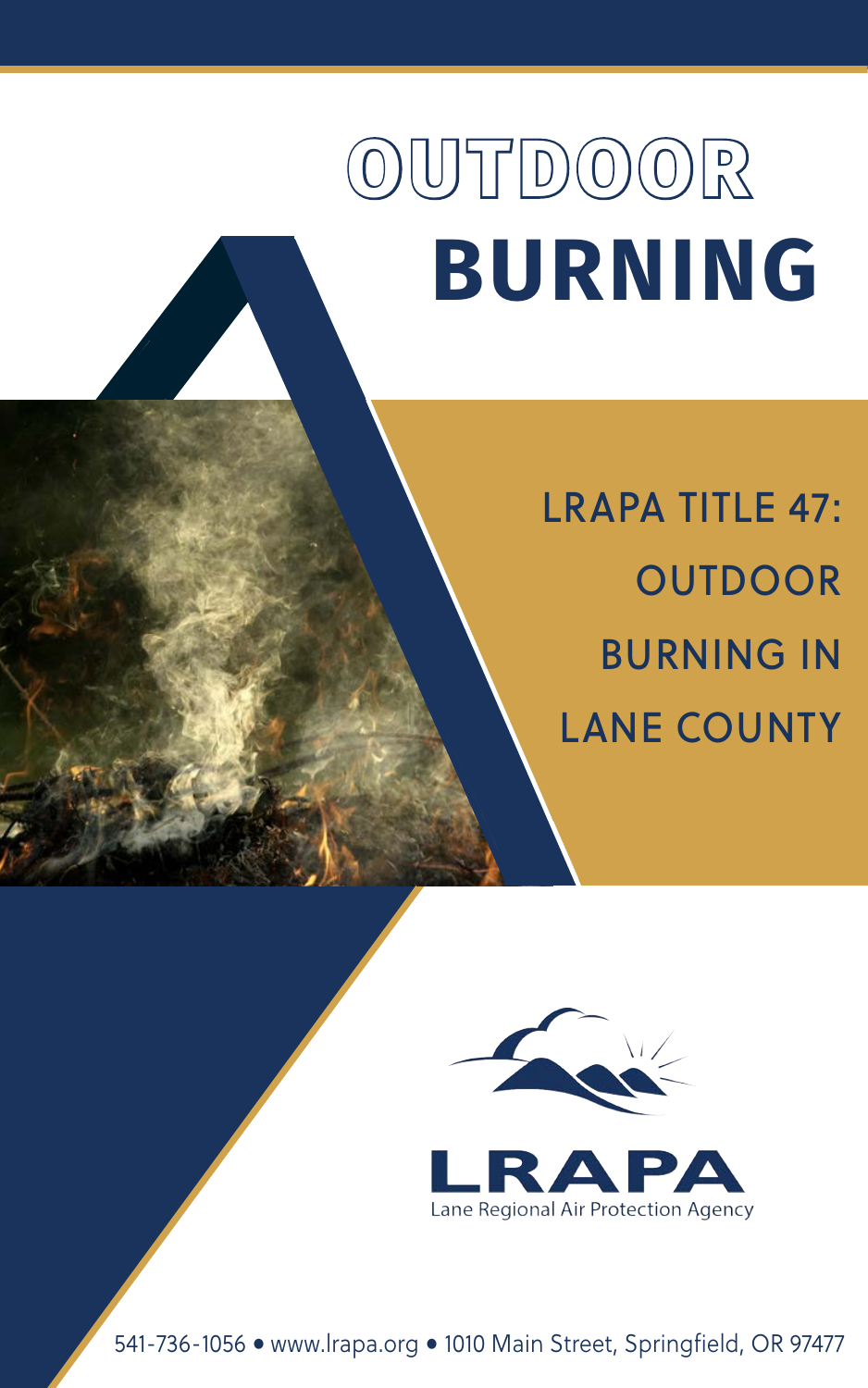# OUTDOOR BURNING

## LRAPA TITLE 47: OUTDOOR BURNING IN LANE COUNTY

LRAPA

Lane Regional Air Protection Agency

541-736-1056 • www.lrapa.org • 1010 Main Street, Springfield, OR 97477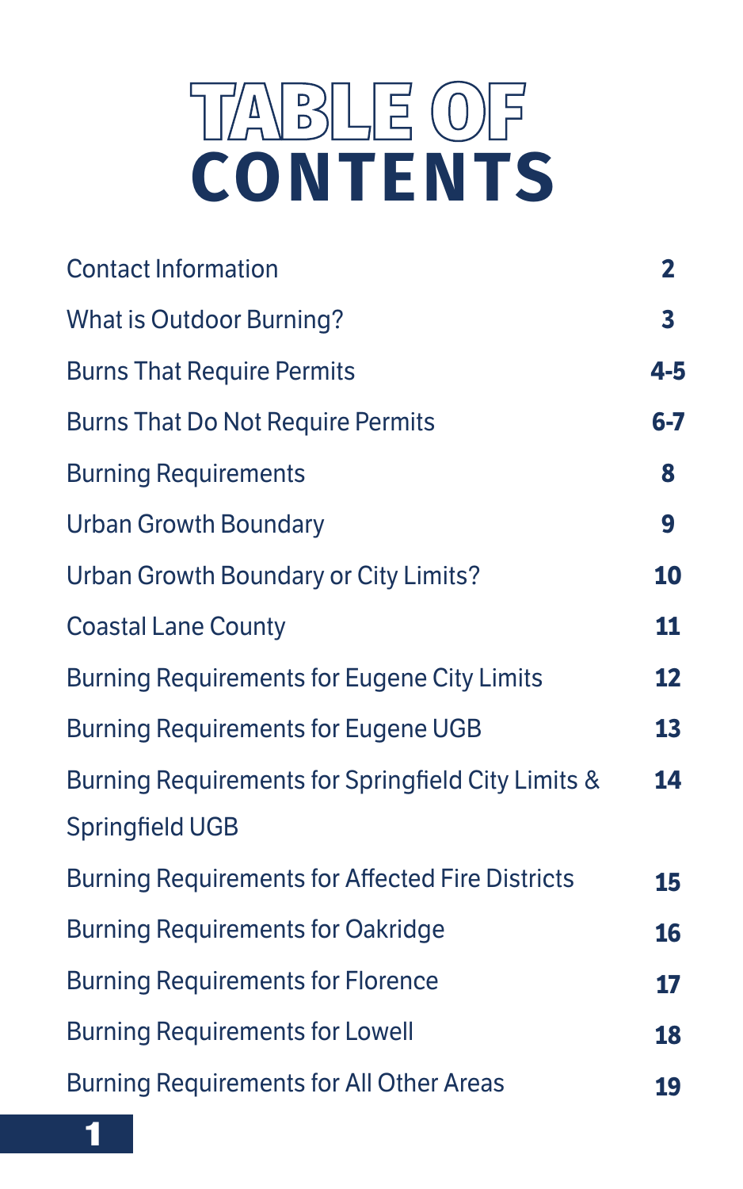# TABLE OF CONTENTS

| | |
|---|---|
| Contact Information | 2 |
| What is Outdoor Burning? | 3 |
| Burns That Require Permits | 4-5 |
| Burns That Do Not Require Permits | 6-7 |
| Burning Requirements | 8 |
| Urban Growth Boundary | 9 |
| Urban Growth Boundary or City Limits? | 10 |
| Coastal Lane County | 11 |
| Burning Requirements for Eugene City Limits | 12 |
| Burning Requirements for Eugene UGB | 13 |
| Burning Requirements for Springfield City Limits & Springfield UGB | 14 |
| Burning Requirements for Affected Fire Districts | 15 |
| Burning Requirements for Oakridge | 16 |
| Burning Requirements for Florence | 17 |
| Burning Requirements for Lowell | 18 |
| Burning Requirements for All Other Areas | 19 |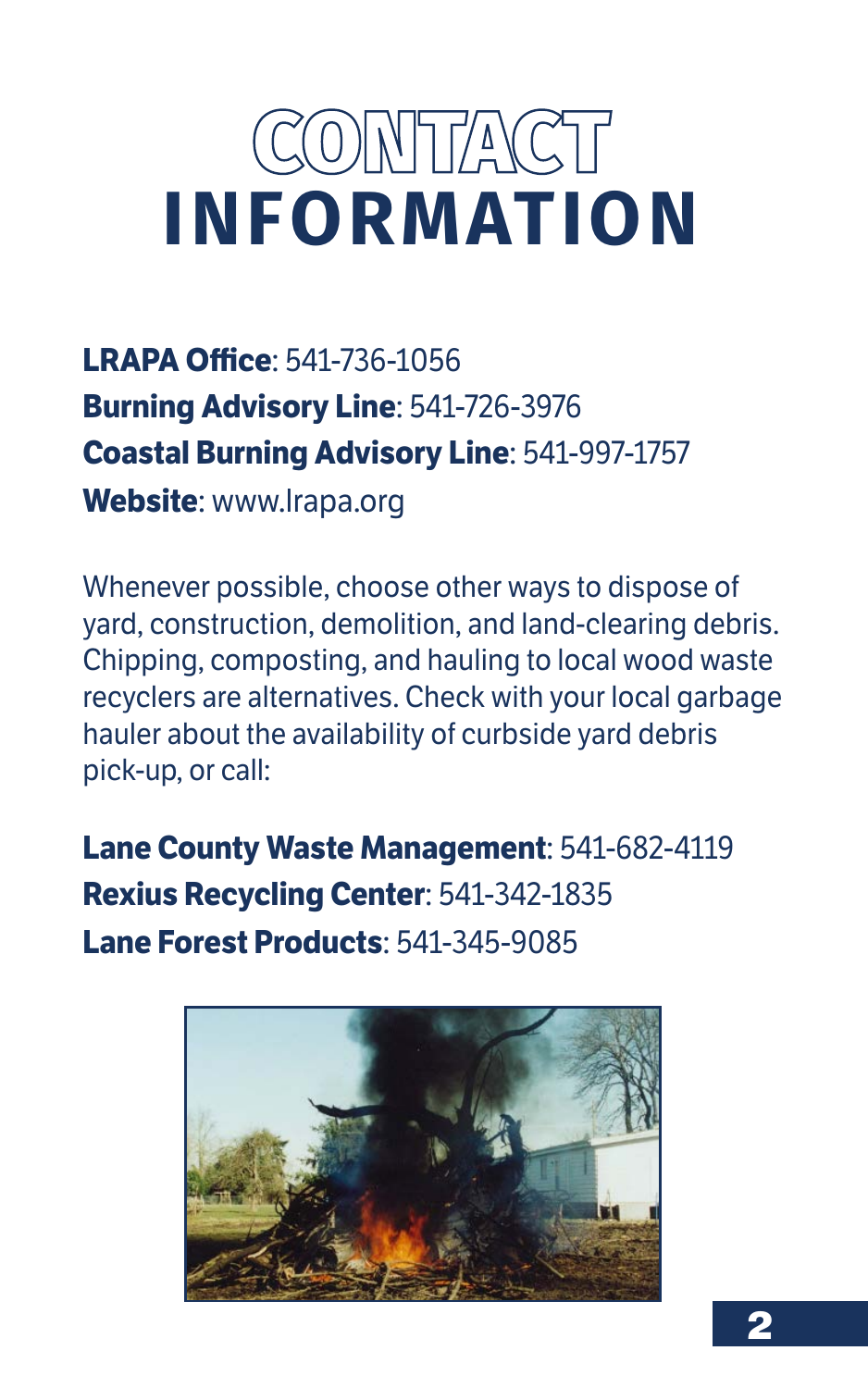# CONTACT INFORMATION

**LRAPA Office**: 541-736-1056
**Burning Advisory Line**: 541-726-3976
**Coastal Burning Advisory Line**: 541-997-1757
**Website**: www.lrapa.org

Whenever possible, choose other ways to dispose of yard, construction, demolition, and land-clearing debris. Chipping, composting, and hauling to local wood waste recyclers are alternatives. Check with your local garbage hauler about the availability of curbside yard debris pick-up, or call:

**Lane County Waste Management**: 541-682-4119
**Rexius Recycling Center**: 541-342-1835
**Lane Forest Products**: 541-345-9085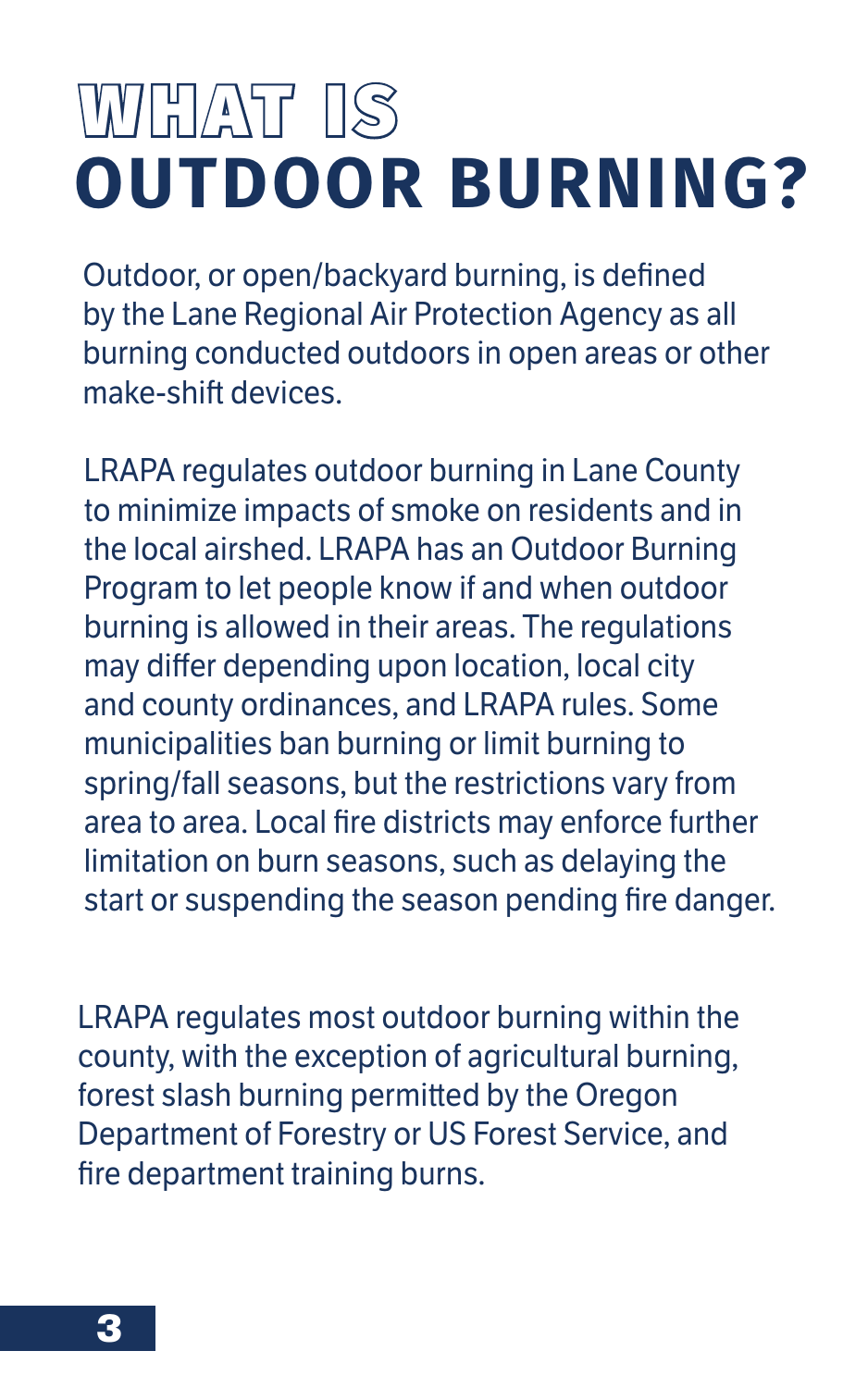# WHAT IS OUTDOOR BURNING?

Outdoor, or open/backyard burning, is defined by the Lane Regional Air Protection Agency as all burning conducted outdoors in open areas or other make-shift devices.

LRAPA regulates outdoor burning in Lane County to minimize impacts of smoke on residents and in the local airshed. LRAPA has an Outdoor Burning Program to let people know if and when outdoor burning is allowed in their areas. The regulations may differ depending upon location, local city and county ordinances, and LRAPA rules. Some municipalities ban burning or limit burning to spring/fall seasons, but the restrictions vary from area to area. Local fire districts may enforce further limitation on burn seasons, such as delaying the start or suspending the season pending fire danger.

LRAPA regulates most outdoor burning within the county, with the exception of agricultural burning, forest slash burning permitted by the Oregon Department of Forestry or US Forest Service, and fire department training burns.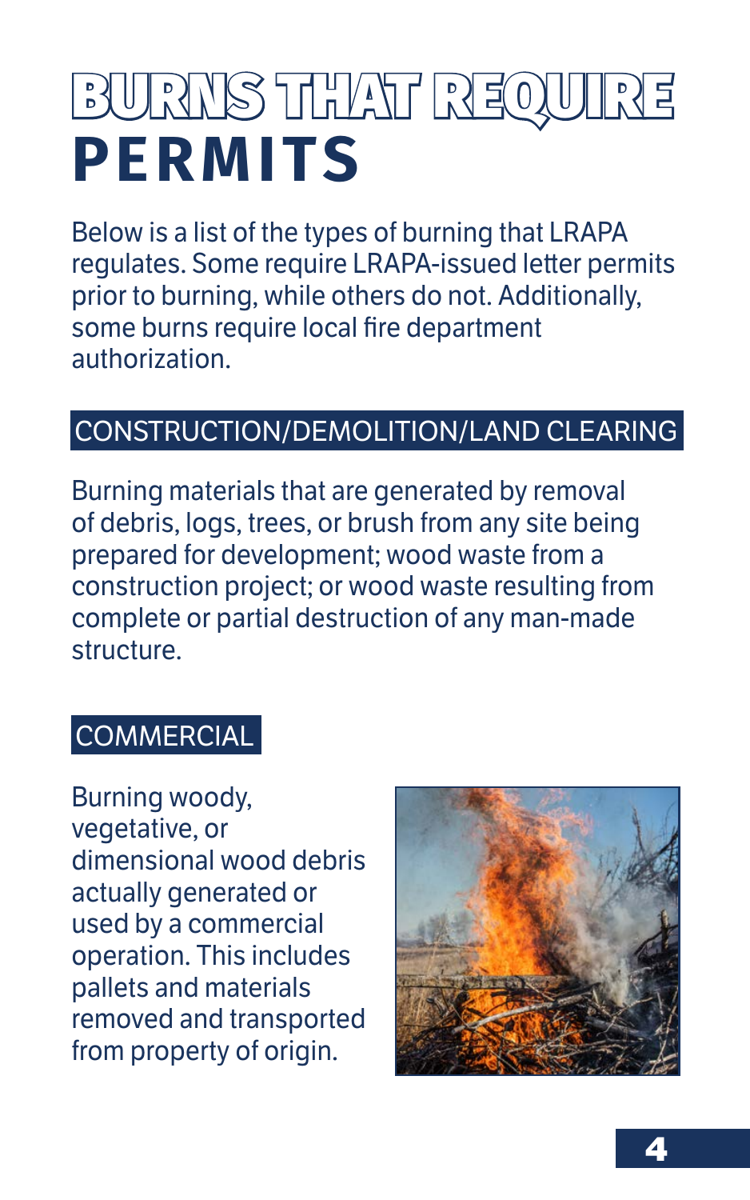# BURNS THAT REQUIRE PERMITS

Below is a list of the types of burning that LRAPA regulates. Some require LRAPA-issued letter permits prior to burning, while others do not. Additionally, some burns require local fire department authorization.

## CONSTRUCTION/DEMOLITION/LAND CLEARING

Burning materials that are generated by removal of debris, logs, trees, or brush from any site being prepared for development; wood waste from a construction project; or wood waste resulting from complete or partial destruction of any man-made structure.

## COMMERCIAL

Burning woody, vegetative, or dimensional wood debris actually generated or used by a commercial operation. This includes pallets and materials removed and transported from property of origin.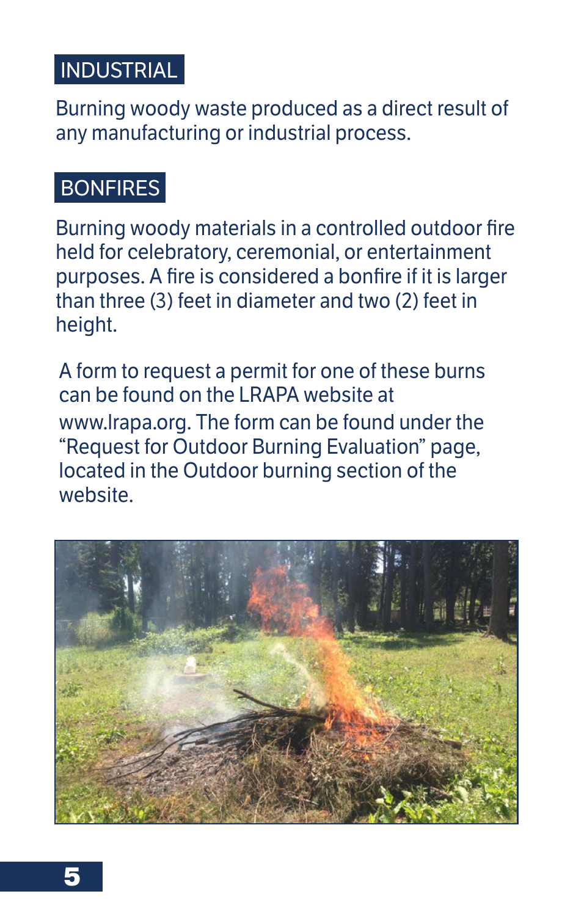## INDUSTRIAL

Burning woody waste produced as a direct result of any manufacturing or industrial process.

## BONFIRES

Burning woody materials in a controlled outdoor fire held for celebratory, ceremonial, or entertainment purposes. A fire is considered a bonfire if it is larger than three (3) feet in diameter and two (2) feet in height.

A form to request a permit for one of these burns can be found on the LRAPA website at www.lrapa.org. The form can be found under the “Request for Outdoor Burning Evaluation” page, located in the Outdoor burning section of the website.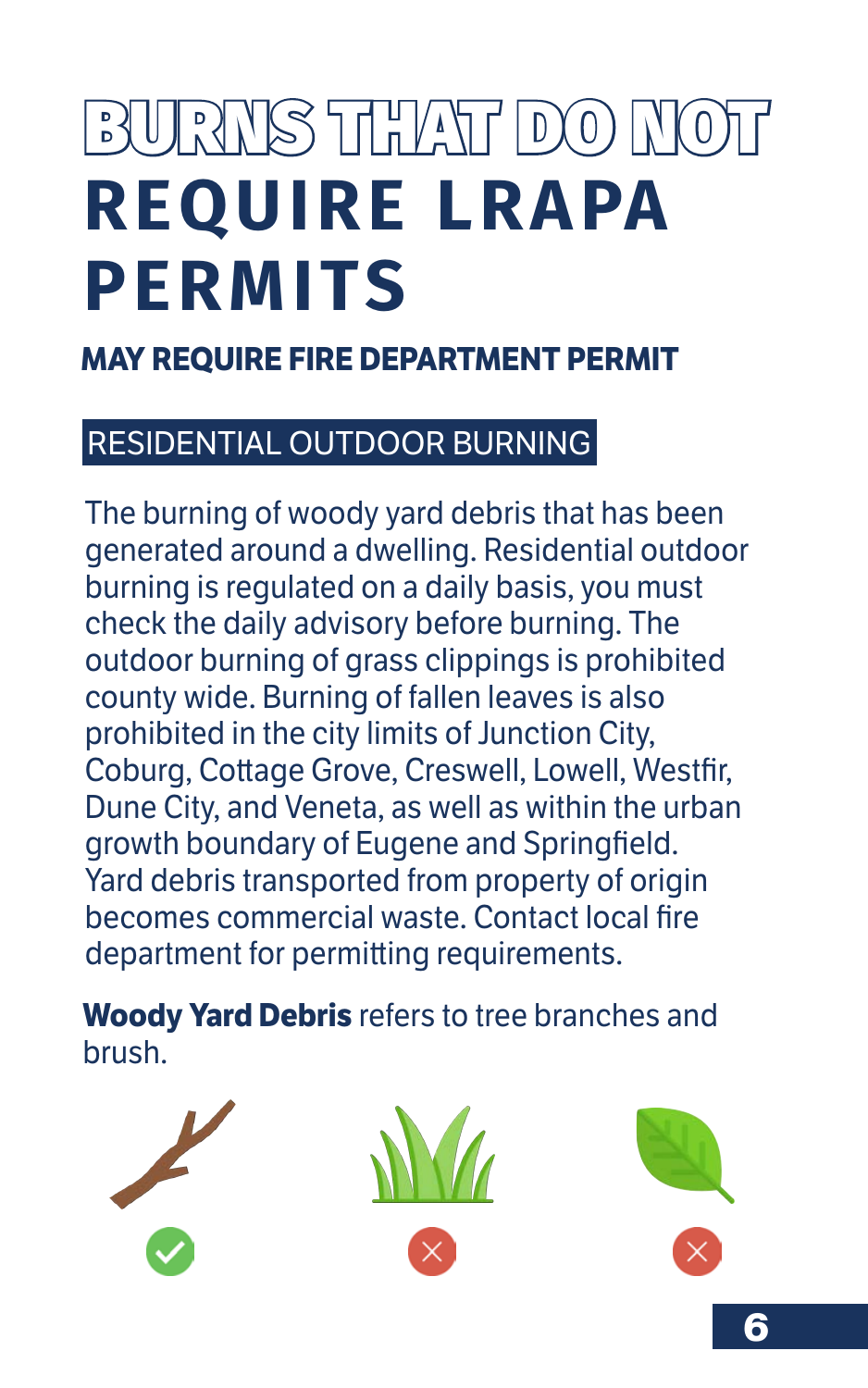# BURNS THAT DO NOT REQUIRE LRAPA PERMITS

**MAY REQUIRE FIRE DEPARTMENT PERMIT**

## RESIDENTIAL OUTDOOR BURNING

The burning of woody yard debris that has been generated around a dwelling. Residential outdoor burning is regulated on a daily basis, you must check the daily advisory before burning. The outdoor burning of grass clippings is prohibited county wide. Burning of fallen leaves is also prohibited in the city limits of Junction City, Coburg, Cottage Grove, Creswell, Lowell, Westfir, Dune City, and Veneta, as well as within the urban growth boundary of Eugene and Springfield. Yard debris transported from property of origin becomes commercial waste. Contact local fire department for permitting requirements.

**Woody Yard Debris** refers to tree branches and brush.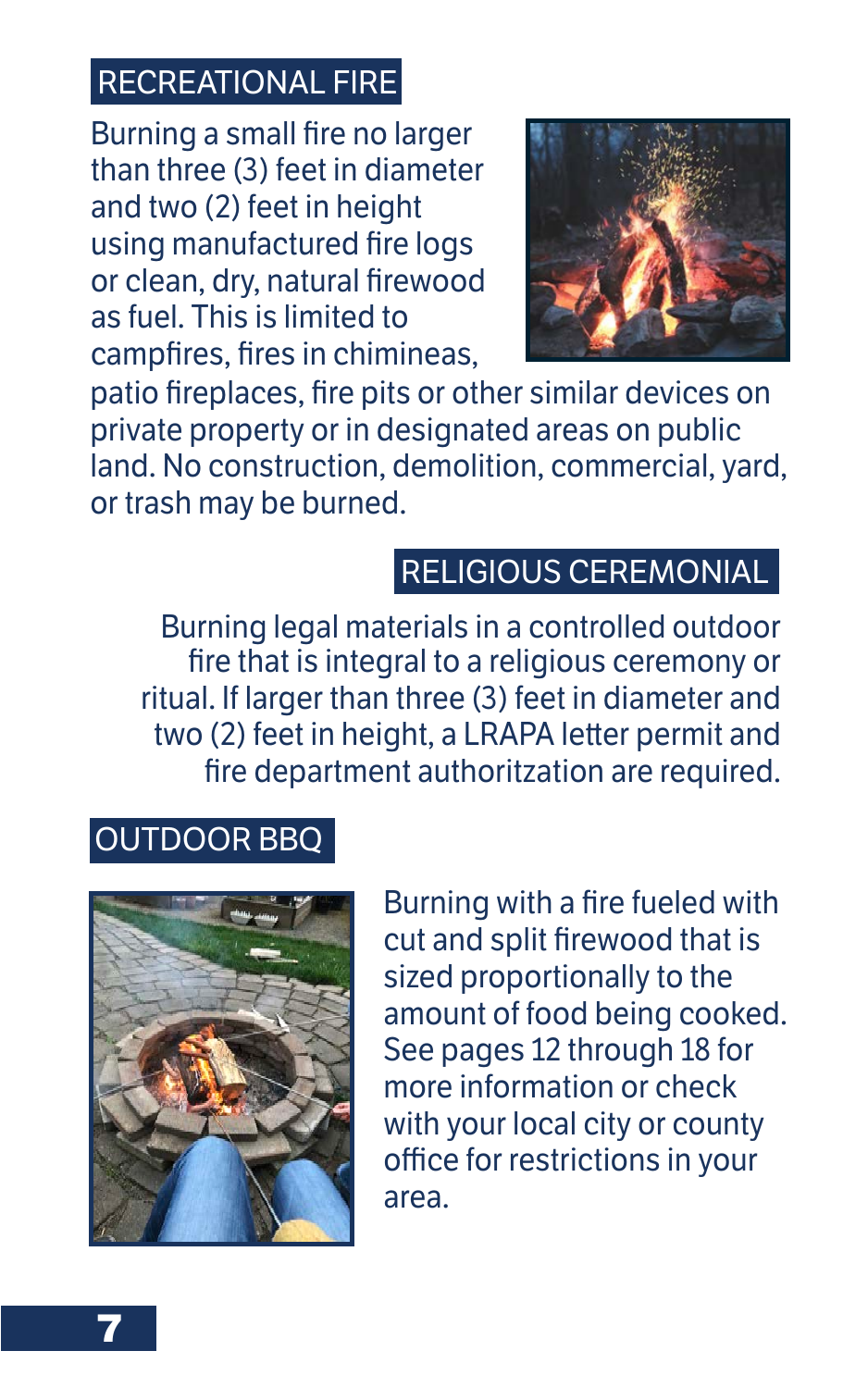## RECREATIONAL FIRE

Burning a small fire no larger than three (3) feet in diameter and two (2) feet in height using manufactured fire logs or clean, dry, natural firewood as fuel. This is limited to campfires, fires in chimineas, patio fireplaces, fire pits or other similar devices on private property or in designated areas on public land. No construction, demolition, commercial, yard, or trash may be burned.

## RELIGIOUS CEREMONIAL

Burning legal materials in a controlled outdoor fire that is integral to a religious ceremony or ritual. If larger than three (3) feet in diameter and two (2) feet in height, a LRAPA letter permit and fire department authoritzation are required.

## OUTDOOR BBQ

Burning with a fire fueled with cut and split firewood that is sized proportionally to the amount of food being cooked. See pages 12 through 18 for more information or check with your local city or county office for restrictions in your area.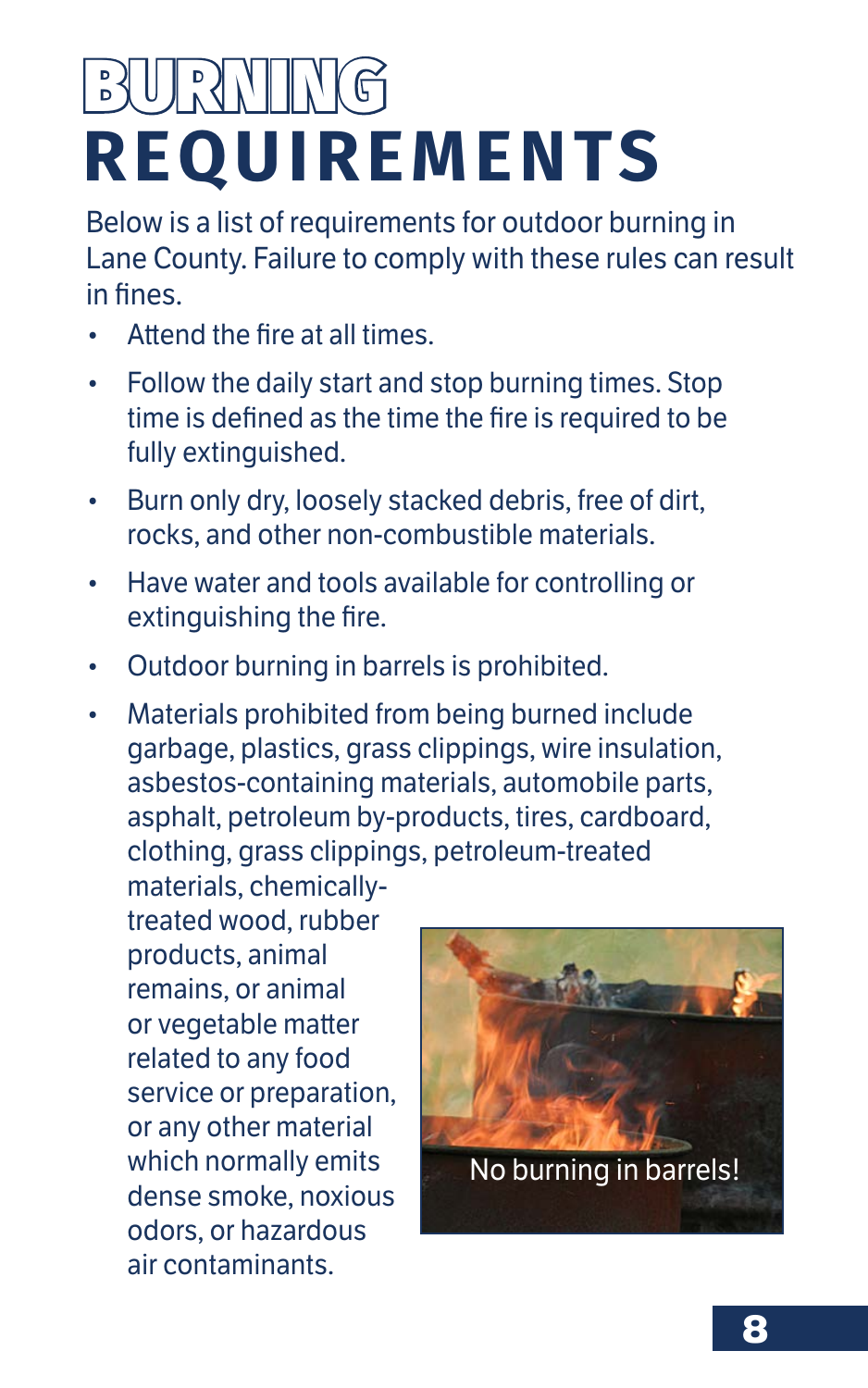# BURNING REQUIREMENTS

Below is a list of requirements for outdoor burning in Lane County. Failure to comply with these rules can result in fines.

- Attend the fire at all times.
- Follow the daily start and stop burning times. Stop time is defined as the time the fire is required to be fully extinguished.
- Burn only dry, loosely stacked debris, free of dirt, rocks, and other non-combustible materials.
- Have water and tools available for controlling or extinguishing the fire.
- Outdoor burning in barrels is prohibited.
- Materials prohibited from being burned include garbage, plastics, grass clippings, wire insulation, asbestos-containing materials, automobile parts, asphalt, petroleum by-products, tires, cardboard, clothing, grass clippings, petroleum-treated materials, chemically-treated wood, rubber products, animal remains, or animal or vegetable matter related to any food service or preparation, or any other material which normally emits dense smoke, noxious odors, or hazardous air contaminants.

No burning in barrels!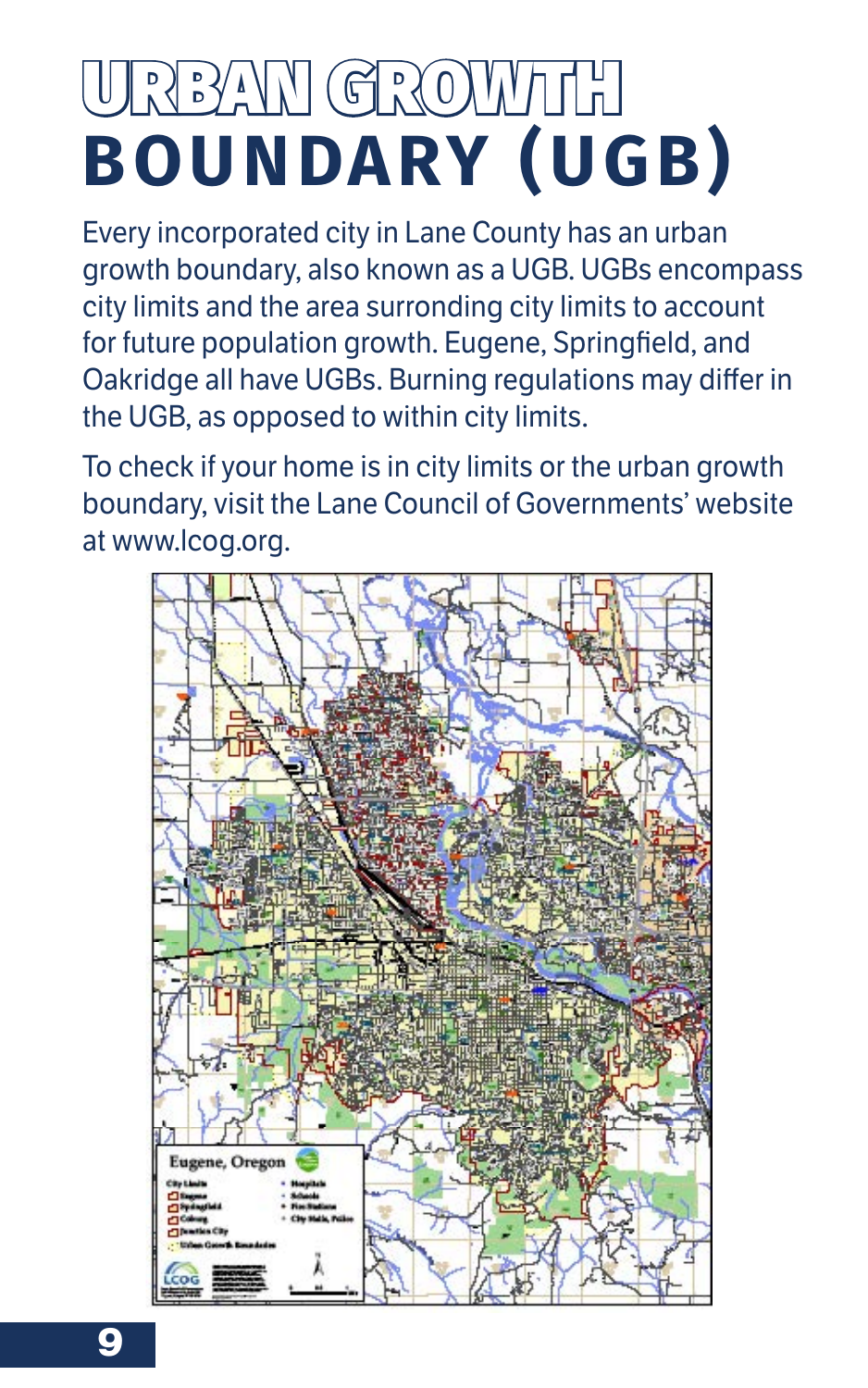# URBAN GROWTH BOUNDARY (UGB)

Every incorporated city in Lane County has an urban growth boundary, also known as a UGB. UGBs encompass city limits and the area surrounding city limits to account for future population growth. Eugene, Springfield, and Oakridge all have UGBs. Burning regulations may differ in the UGB, as opposed to within city limits.

To check if your home is in city limits or the urban growth boundary, visit the Lane Council of Governments' website at www.lcog.org.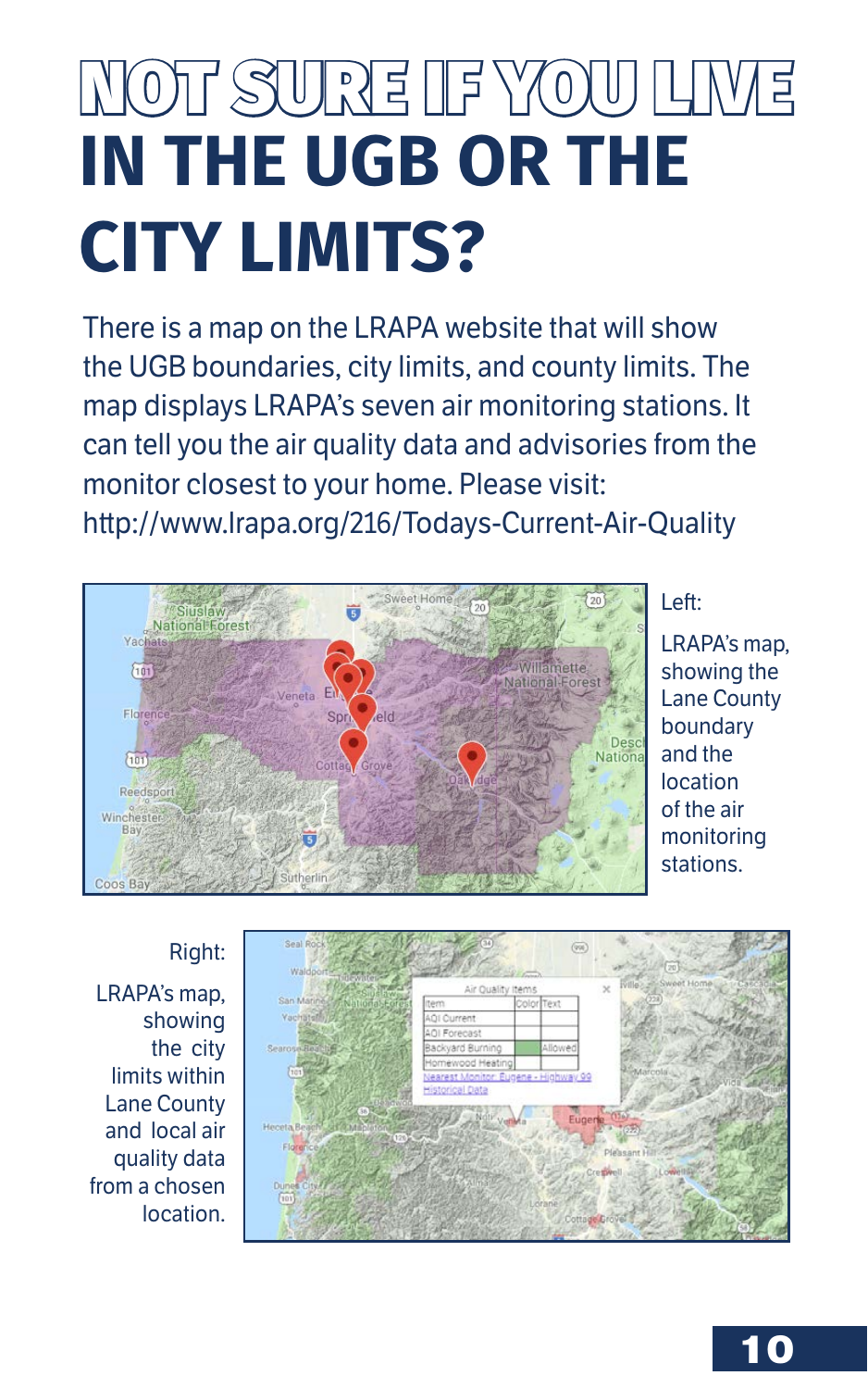# NOT SURE IF YOU LIVE IN THE UGB OR THE CITY LIMITS?

There is a map on the LRAPA website that will show the UGB boundaries, city limits, and county limits. The map displays LRAPA's seven air monitoring stations. It can tell you the air quality data and advisories from the monitor closest to your home. Please visit: http://www.lrapa.org/216/Todays-Current-Air-Quality

Left:

LRAPA's map, showing the Lane County boundary and the location of the air monitoring stations.

Right:

LRAPA's map, showing the city limits within Lane County and local air quality data from a chosen location.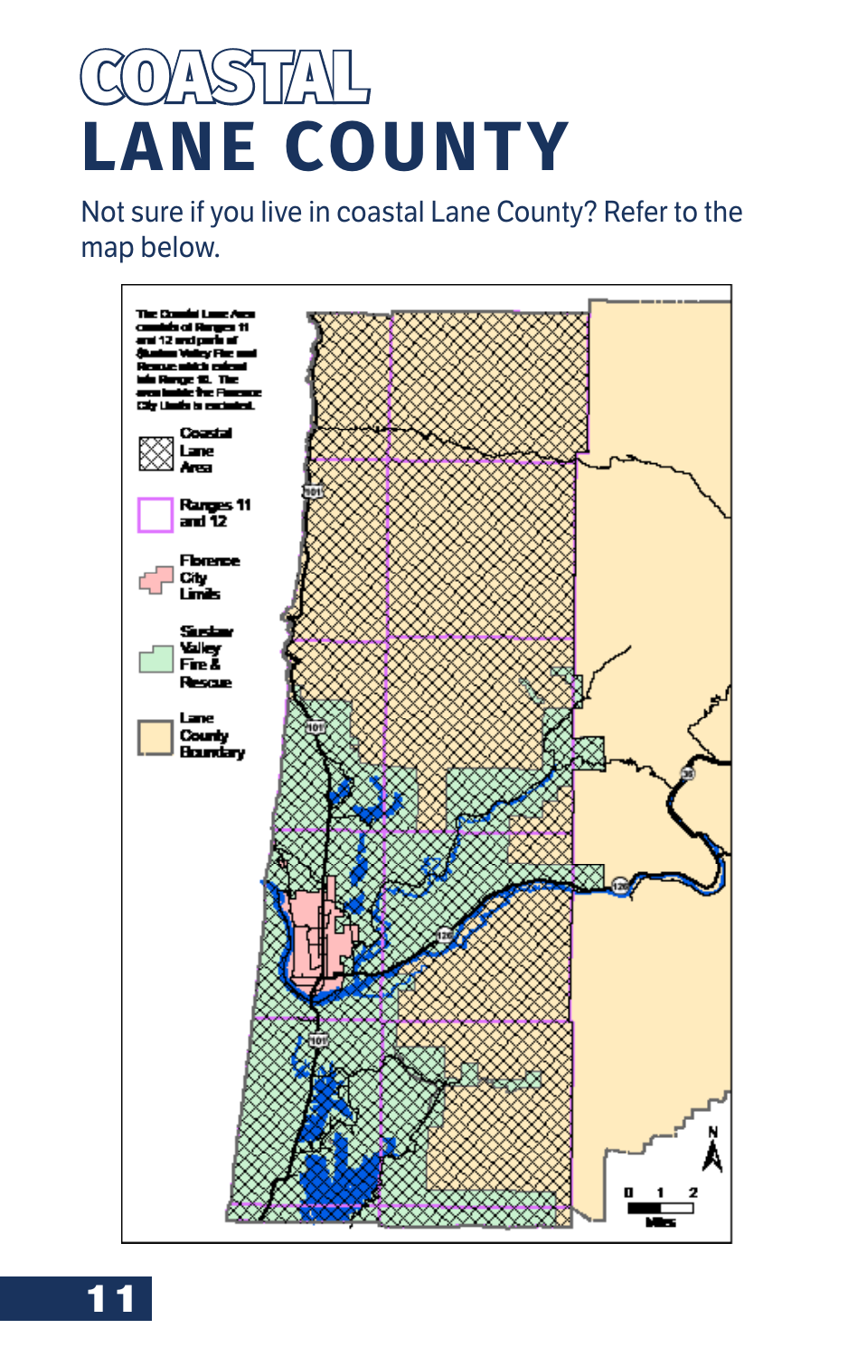# COASTAL LANE COUNTY

Not sure if you live in coastal Lane County? Refer to the map below.

The Coastal Lane Area consists of Ranges 11 and 12 and parts of Siuslaw Valley Fire and Rescue which extend into Range 10. The area inside the Florence City Limits is excluded.

Coastal Lane Area

Ranges 11 and 12

Florence City Limits

Siuslaw Valley Fire & Rescue

Lane County Boundary

101

126

36

N

0 1 2

Miles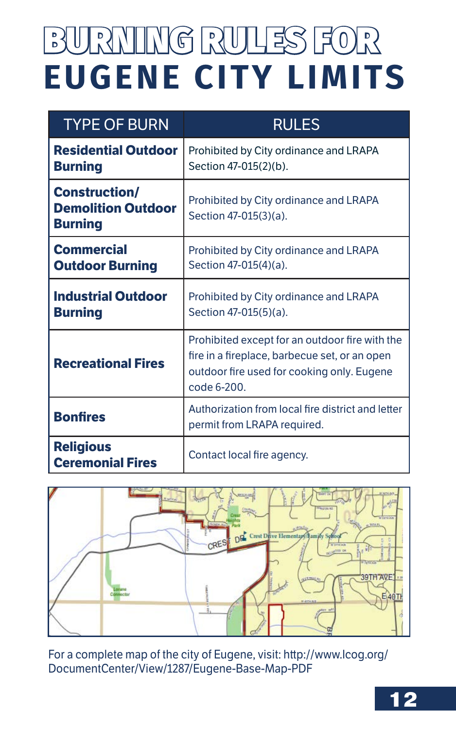# BURNING RULES FOR EUGENE CITY LIMITS

| TYPE OF BURN | RULES |
|---|---|
| **Residential Outdoor Burning** | Prohibited by City ordinance and LRAPA Section 47-015(2)(b). |
| **Construction/ Demolition Outdoor Burning** | Prohibited by City ordinance and LRAPA Section 47-015(3)(a). |
| **Commercial Outdoor Burning** | Prohibited by City ordinance and LRAPA Section 47-015(4)(a). |
| **Industrial Outdoor Burning** | Prohibited by City ordinance and LRAPA Section 47-015(5)(a). |
| **Recreational Fires** | Prohibited except for an outdoor fire with the fire in a fireplace, barbecue set, or an open outdoor fire used for cooking only. Eugene code 6-200. |
| **Bonfires** | Authorization from local fire district and letter permit from LRAPA required. |
| **Religious Ceremonial Fires** | Contact local fire agency. |

For a complete map of the city of Eugene, visit: http://www.lcog.org/DocumentCenter/View/1287/Eugene-Base-Map-PDF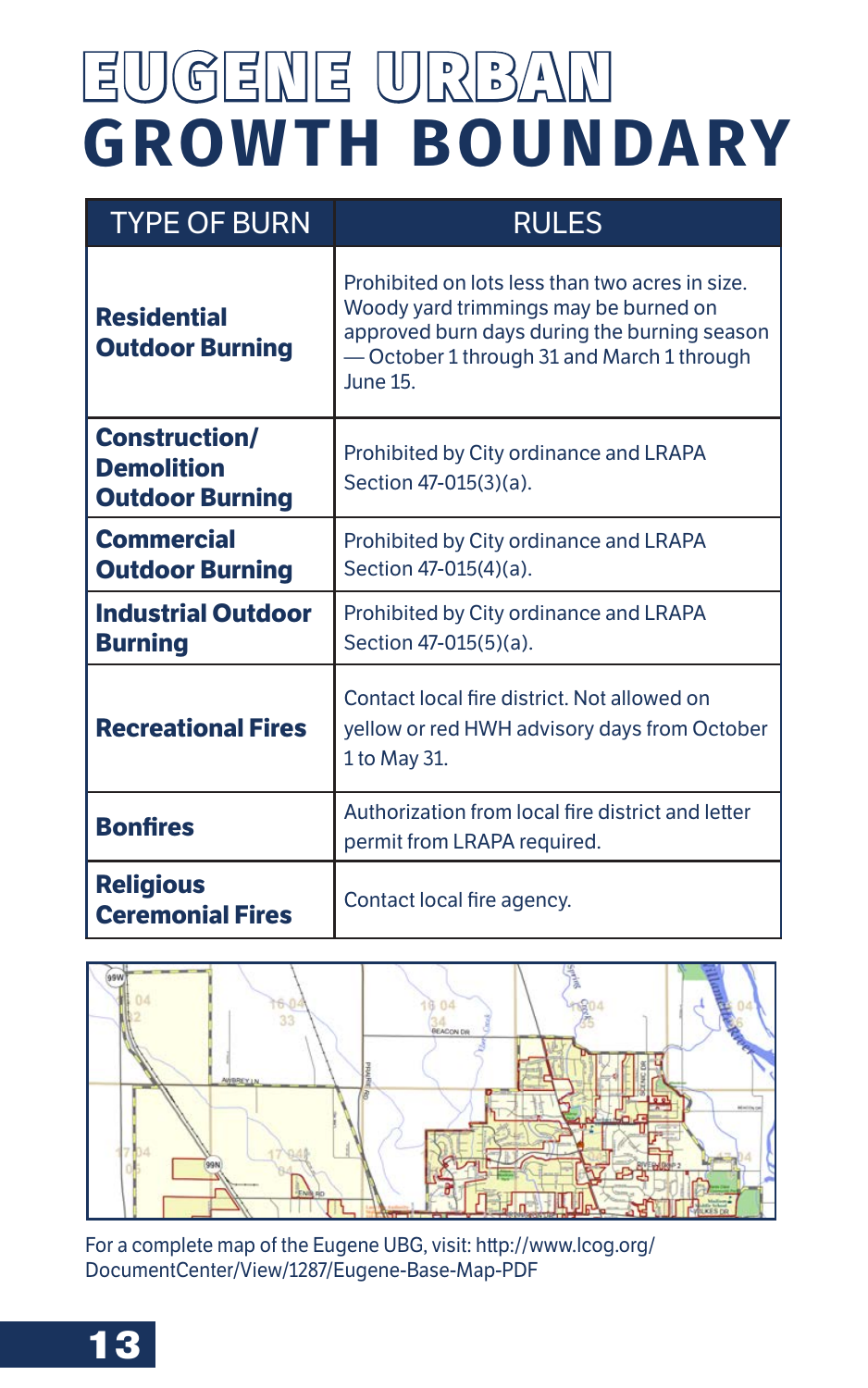# EUGENE URBAN GROWTH BOUNDARY

| TYPE OF BURN | RULES |
| --- | --- |
| **Residential Outdoor Burning** | Prohibited on lots less than two acres in size. Woody yard trimmings may be burned on approved burn days during the burning season — October 1 through 31 and March 1 through June 15. |
| **Construction/ Demolition Outdoor Burning** | Prohibited by City ordinance and LRAPA Section 47-015(3)(a). |
| **Commercial Outdoor Burning** | Prohibited by City ordinance and LRAPA Section 47-015(4)(a). |
| **Industrial Outdoor Burning** | Prohibited by City ordinance and LRAPA Section 47-015(5)(a). |
| **Recreational Fires** | Contact local fire district. Not allowed on yellow or red HWH advisory days from October 1 to May 31. |
| **Bonfires** | Authorization from local fire district and letter permit from LRAPA required. |
| **Religious Ceremonial Fires** | Contact local fire agency. |

For a complete map of the Eugene UBG, visit: http://www.lcog.org/DocumentCenter/View/1287/Eugene-Base-Map-PDF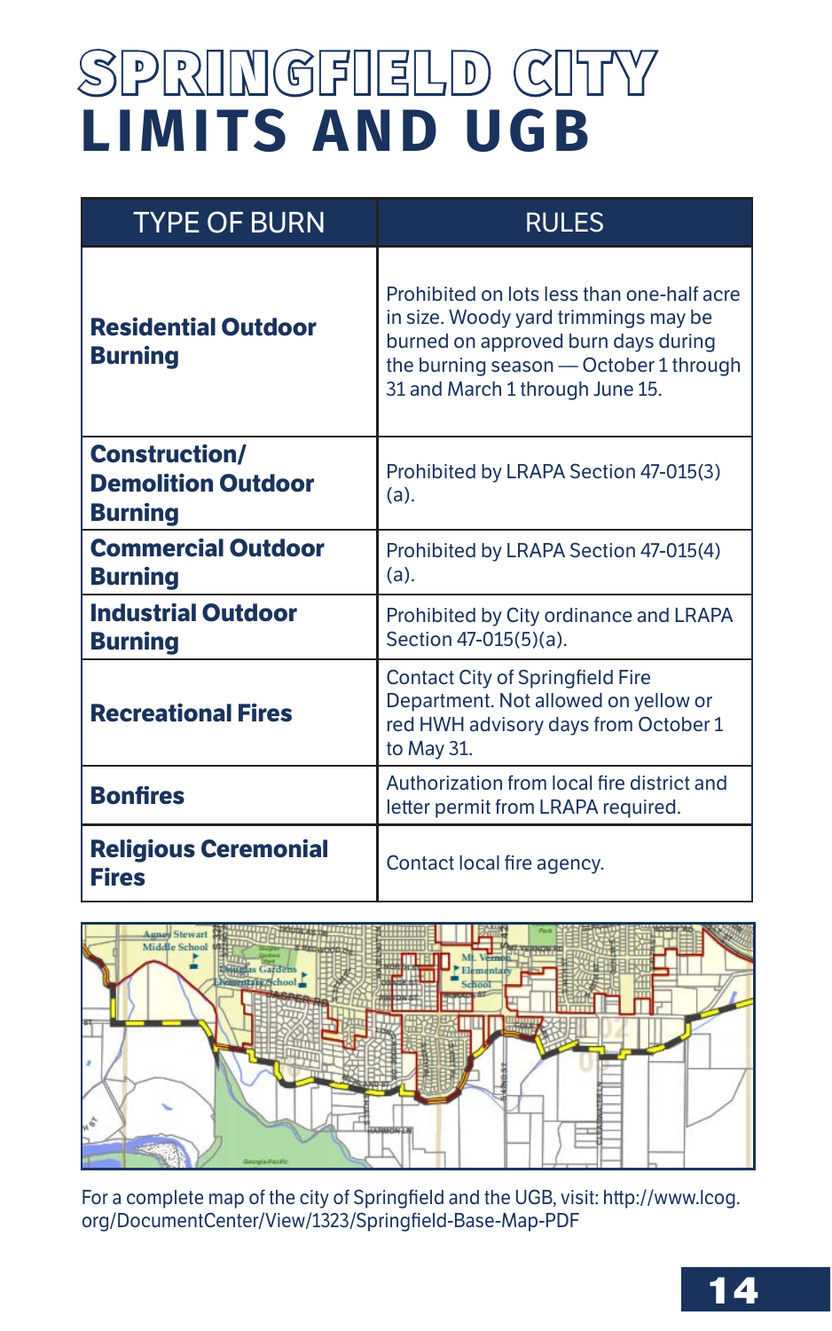# SPRINGFIELD CITY LIMITS AND UGB

| TYPE OF BURN | RULES |
|---|---|
| **Residential Outdoor Burning** | Prohibited on lots less than one-half acre in size. Woody yard trimmings may be burned on approved burn days during the burning season — October 1 through 31 and March 1 through June 15. |
| **Construction/ Demolition Outdoor Burning** | Prohibited by LRAPA Section 47-015(3)(a). |
| **Commercial Outdoor Burning** | Prohibited by LRAPA Section 47-015(4)(a). |
| **Industrial Outdoor Burning** | Prohibited by City ordinance and LRAPA Section 47-015(5)(a). |
| **Recreational Fires** | Contact City of Springfield Fire Department. Not allowed on yellow or red HWH advisory days from October 1 to May 31. |
| **Bonfires** | Authorization from local fire district and letter permit from LRAPA required. |
| **Religious Ceremonial Fires** | Contact local fire agency. |

For a complete map of the city of Springfield and the UGB, visit: http://www.lcog.org/DocumentCenter/View/1323/Springfield-Base-Map-PDF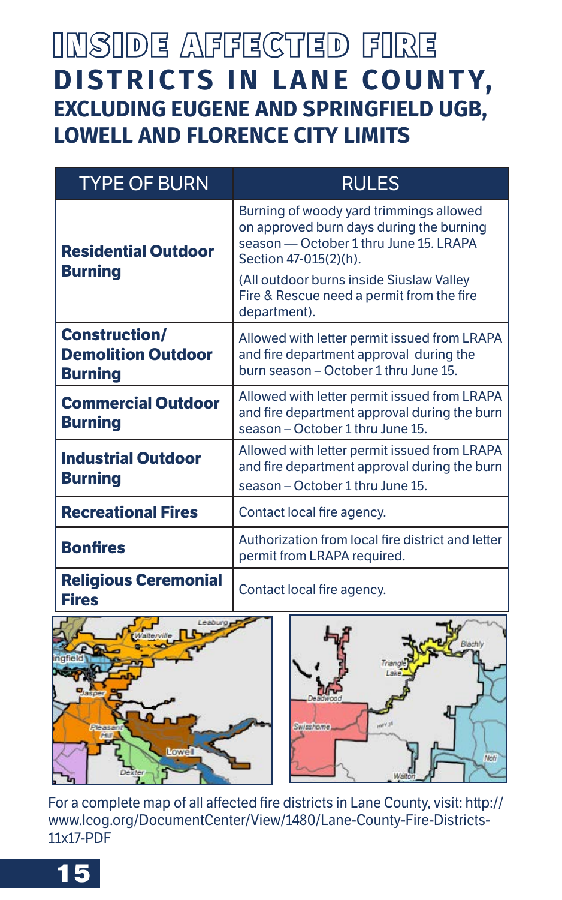# INSIDE AFFECTED FIRE DISTRICTS IN LANE COUNTY,

## EXCLUDING EUGENE AND SPRINGFIELD UGB, LOWELL AND FLORENCE CITY LIMITS

| TYPE OF BURN | RULES |
|---|---|
| **Residential Outdoor Burning** | Burning of woody yard trimmings allowed on approved burn days during the burning season — October 1 thru June 15. LRAPA Section 47-015(2)(h). (All outdoor burns inside Siuslaw Valley Fire & Rescue need a permit from the fire department). |
| **Construction/ Demolition Outdoor Burning** | Allowed with letter permit issued from LRAPA and fire department approval during the burn season – October 1 thru June 15. |
| **Commercial Outdoor Burning** | Allowed with letter permit issued from LRAPA and fire department approval during the burn season – October 1 thru June 15. |
| **Industrial Outdoor Burning** | Allowed with letter permit issued from LRAPA and fire department approval during the burn season – October 1 thru June 15. |
| **Recreational Fires** | Contact local fire agency. |
| **Bonfires** | Authorization from local fire district and letter permit from LRAPA required. |
| **Religious Ceremonial Fires** | Contact local fire agency. |

Leaburg
Walterville
Springfield
Jasper
Pleasant Hill
Lowell
Dexter

Blachly
Triangle Lake
Deadwood
Swisshome
HWY 36
Noti
Walton

For a complete map of all affected fire districts in Lane County, visit: http://www.lcog.org/DocumentCenter/View/1480/Lane-County-Fire-Districts-11x17-PDF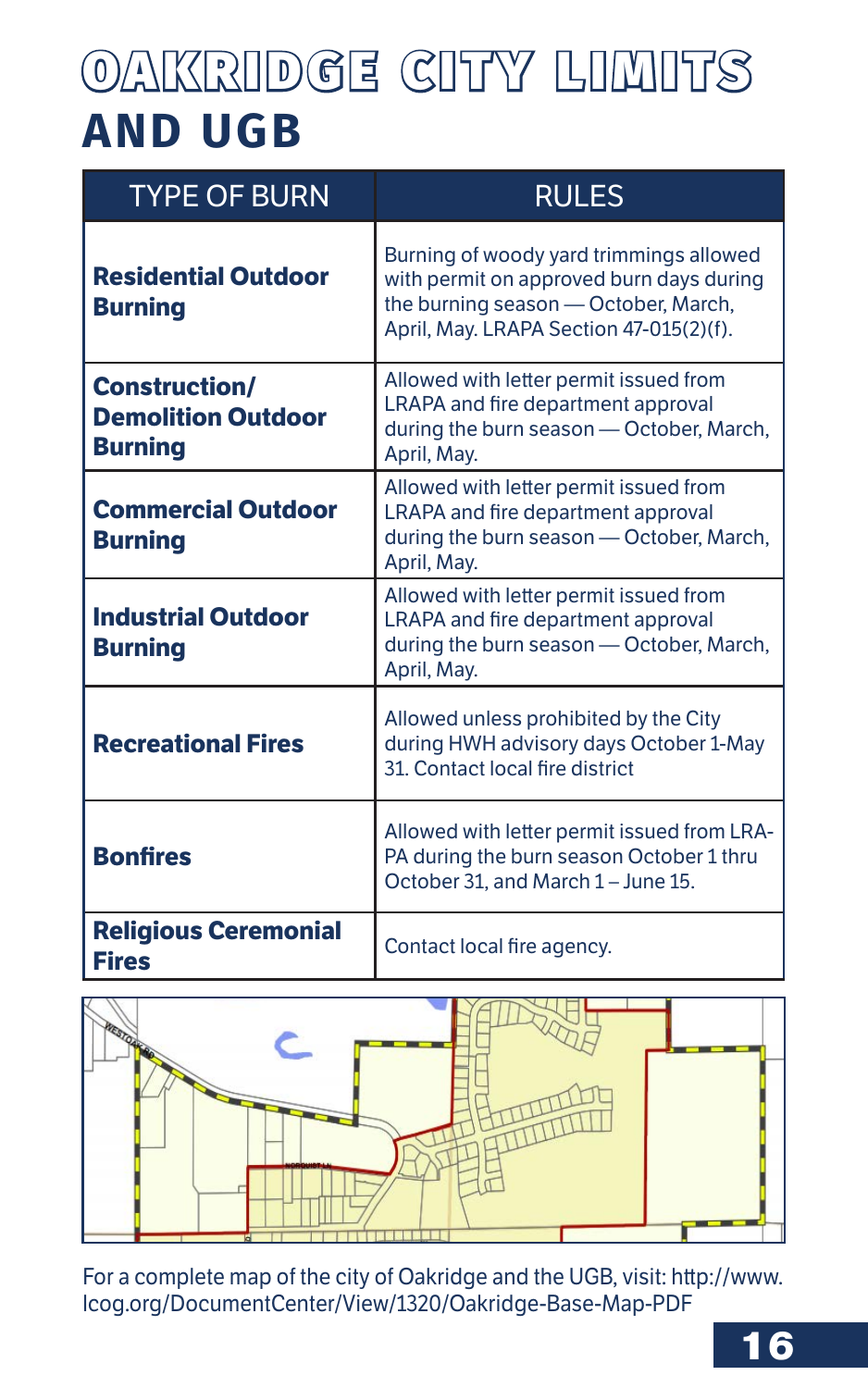# OAKRIDGE CITY LIMITS AND UGB

| TYPE OF BURN | RULES |
|---|---|
| **Residential Outdoor Burning** | Burning of woody yard trimmings allowed with permit on approved burn days during the burning season — October, March, April, May. LRAPA Section 47-015(2)(f). |
| **Construction/ Demolition Outdoor Burning** | Allowed with letter permit issued from LRAPA and fire department approval during the burn season — October, March, April, May. |
| **Commercial Outdoor Burning** | Allowed with letter permit issued from LRAPA and fire department approval during the burn season — October, March, April, May. |
| **Industrial Outdoor Burning** | Allowed with letter permit issued from LRAPA and fire department approval during the burn season — October, March, April, May. |
| **Recreational Fires** | Allowed unless prohibited by the City during HWH advisory days October 1-May 31. Contact local fire district |
| **Bonfires** | Allowed with letter permit issued from LRAPA during the burn season October 1 thru October 31, and March 1 – June 15. |
| **Religious Ceremonial Fires** | Contact local fire agency. |

For a complete map of the city of Oakridge and the UGB, visit: http://www.lcog.org/DocumentCenter/View/1320/Oakridge-Base-Map-PDF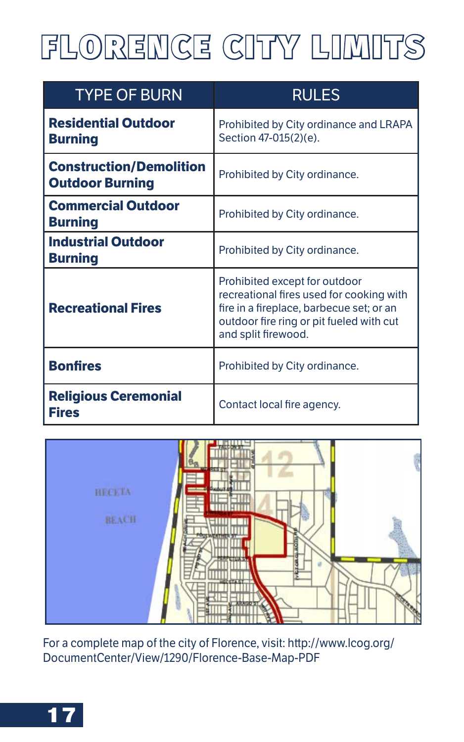# FLORENCE CITY LIMITS

| TYPE OF BURN | RULES |
|---|---|
| **Residential Outdoor Burning** | Prohibited by City ordinance and LRAPA Section 47-015(2)(e). |
| **Construction/Demolition Outdoor Burning** | Prohibited by City ordinance. |
| **Commercial Outdoor Burning** | Prohibited by City ordinance. |
| **Industrial Outdoor Burning** | Prohibited by City ordinance. |
| **Recreational Fires** | Prohibited except for outdoor recreational fires used for cooking with fire in a fireplace, barbecue set; or an outdoor fire ring or pit fueled with cut and split firewood. |
| **Bonfires** | Prohibited by City ordinance. |
| **Religious Ceremonial Fires** | Contact local fire agency. |

HECETA
BEACH

For a complete map of the city of Florence, visit: http://www.lcog.org/DocumentCenter/View/1290/Florence-Base-Map-PDF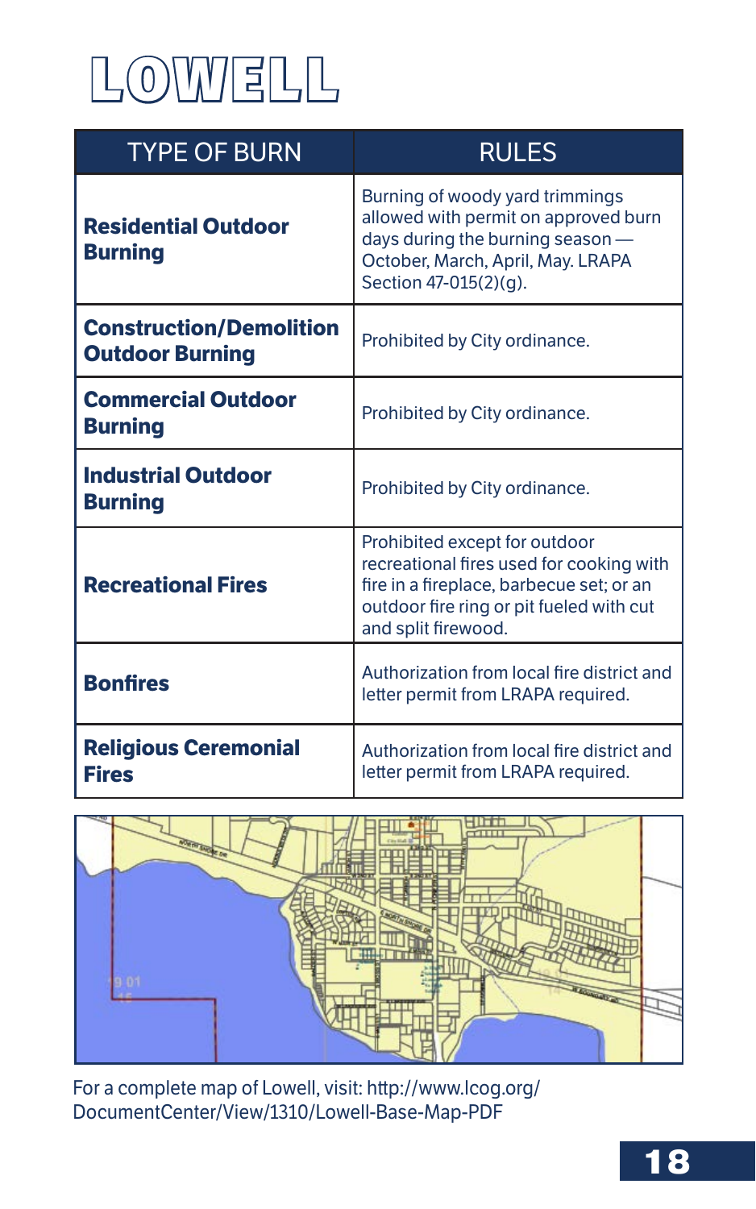# LOWELL

| TYPE OF BURN | RULES |
| --- | --- |
| **Residential Outdoor Burning** | Burning of woody yard trimmings allowed with permit on approved burn days during the burning season — October, March, April, May. LRAPA Section 47-015(2)(g). |
| **Construction/Demolition Outdoor Burning** | Prohibited by City ordinance. |
| **Commercial Outdoor Burning** | Prohibited by City ordinance. |
| **Industrial Outdoor Burning** | Prohibited by City ordinance. |
| **Recreational Fires** | Prohibited except for outdoor recreational fires used for cooking with fire in a fireplace, barbecue set; or an outdoor fire ring or pit fueled with cut and split firewood. |
| **Bonfires** | Authorization from local fire district and letter permit from LRAPA required. |
| **Religious Ceremonial Fires** | Authorization from local fire district and letter permit from LRAPA required. |

For a complete map of Lowell, visit: http://www.lcog.org/DocumentCenter/View/1310/Lowell-Base-Map-PDF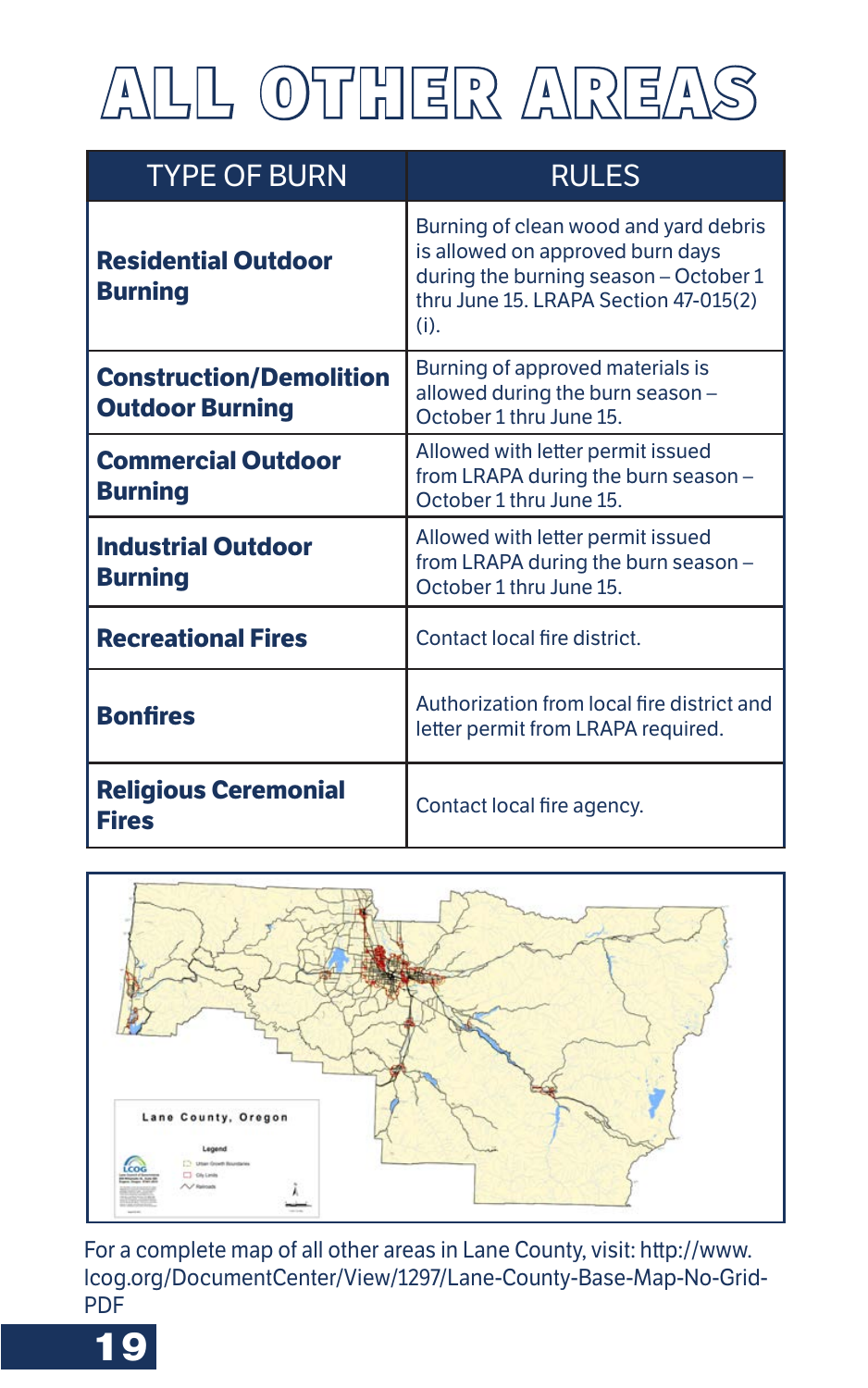# ALL OTHER AREAS

| TYPE OF BURN | RULES |
|---|---|
| **Residential Outdoor Burning** | Burning of clean wood and yard debris is allowed on approved burn days during the burning season – October 1 thru June 15. LRAPA Section 47-015(2)(i). |
| **Construction/Demolition Outdoor Burning** | Burning of approved materials is allowed during the burn season – October 1 thru June 15. |
| **Commercial Outdoor Burning** | Allowed with letter permit issued from LRAPA during the burn season – October 1 thru June 15. |
| **Industrial Outdoor Burning** | Allowed with letter permit issued from LRAPA during the burn season – October 1 thru June 15. |
| **Recreational Fires** | Contact local fire district. |
| **Bonfires** | Authorization from local fire district and letter permit from LRAPA required. |
| **Religious Ceremonial Fires** | Contact local fire agency. |

Lane County, Oregon

Legend

For a complete map of all other areas in Lane County, visit: http://www.lcog.org/DocumentCenter/View/1297/Lane-County-Base-Map-No-Grid-PDF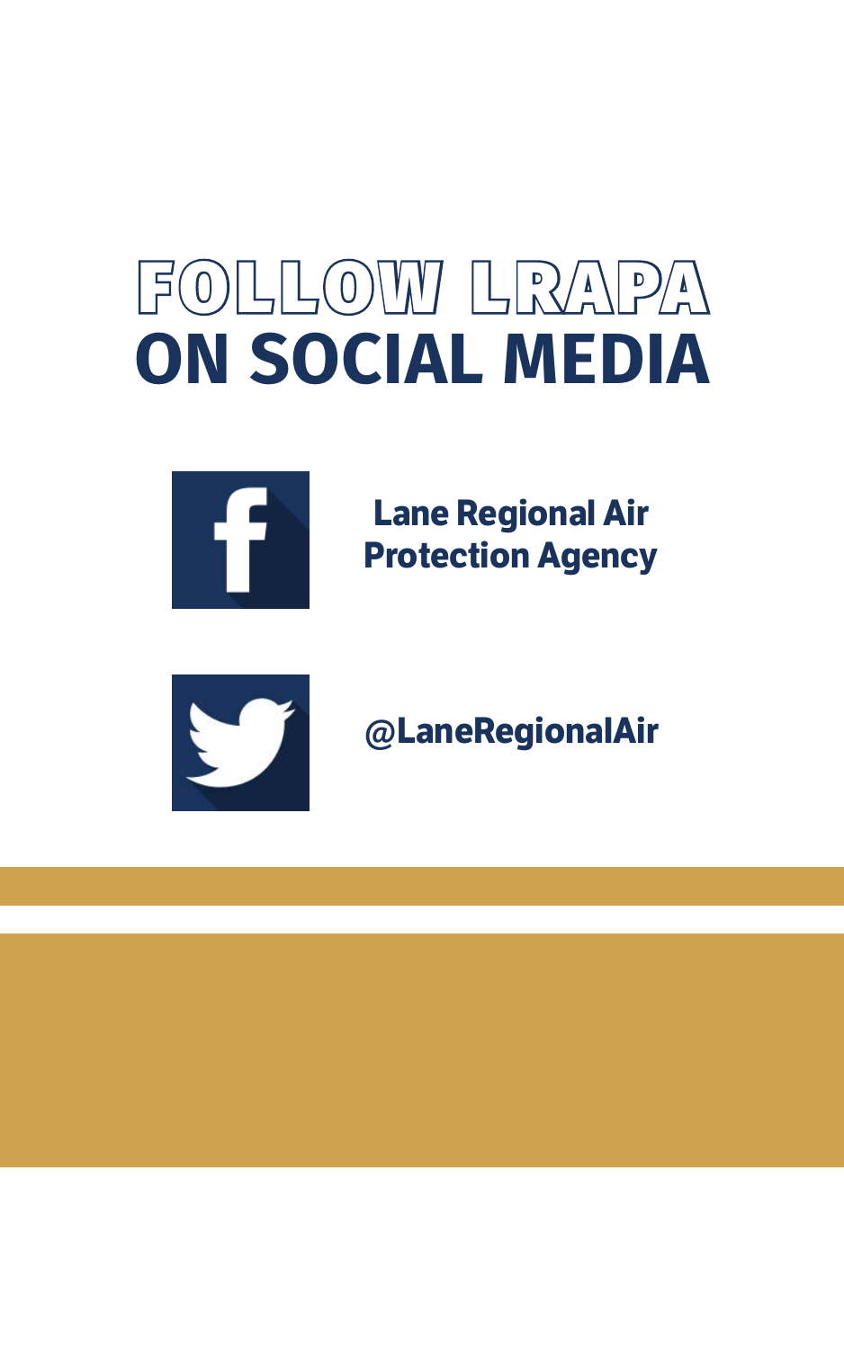# FOLLOW LRAPA ON SOCIAL MEDIA

Lane Regional Air Protection Agency

@LaneRegionalAir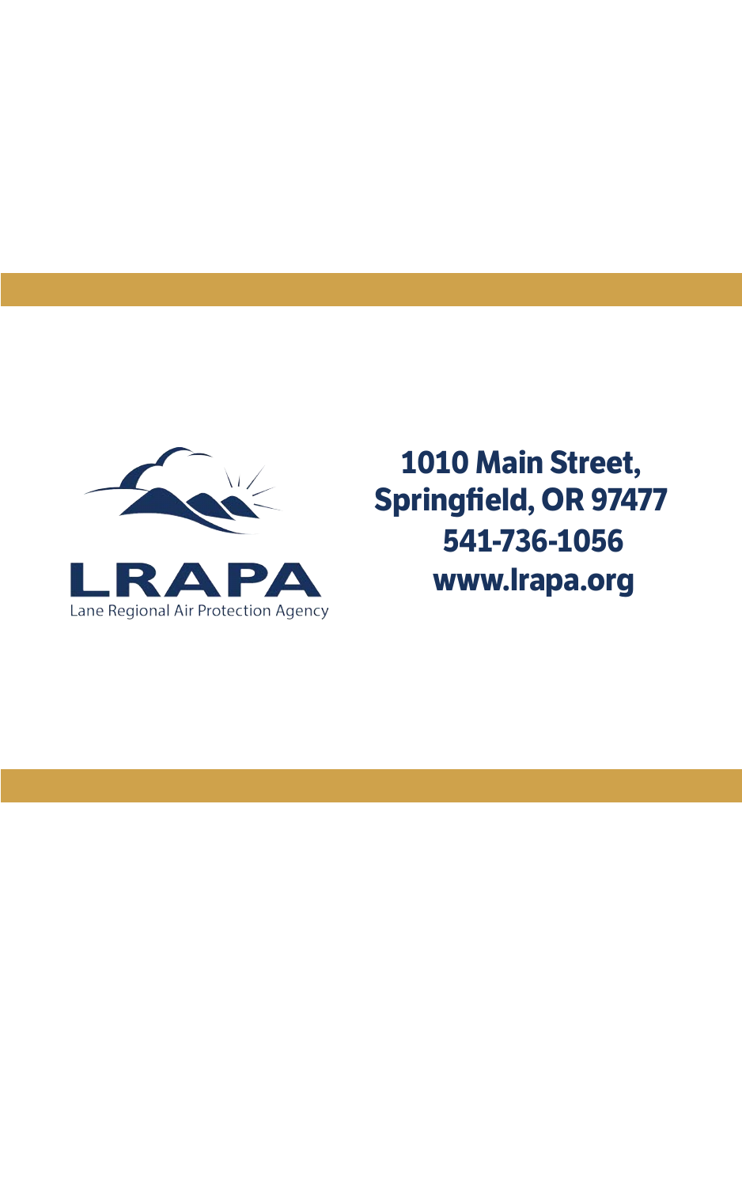LRAPA

Lane Regional Air Protection Agency

**1010 Main Street,**
**Springfield, OR 97477**
**541-736-1056**
**www.lrapa.org**